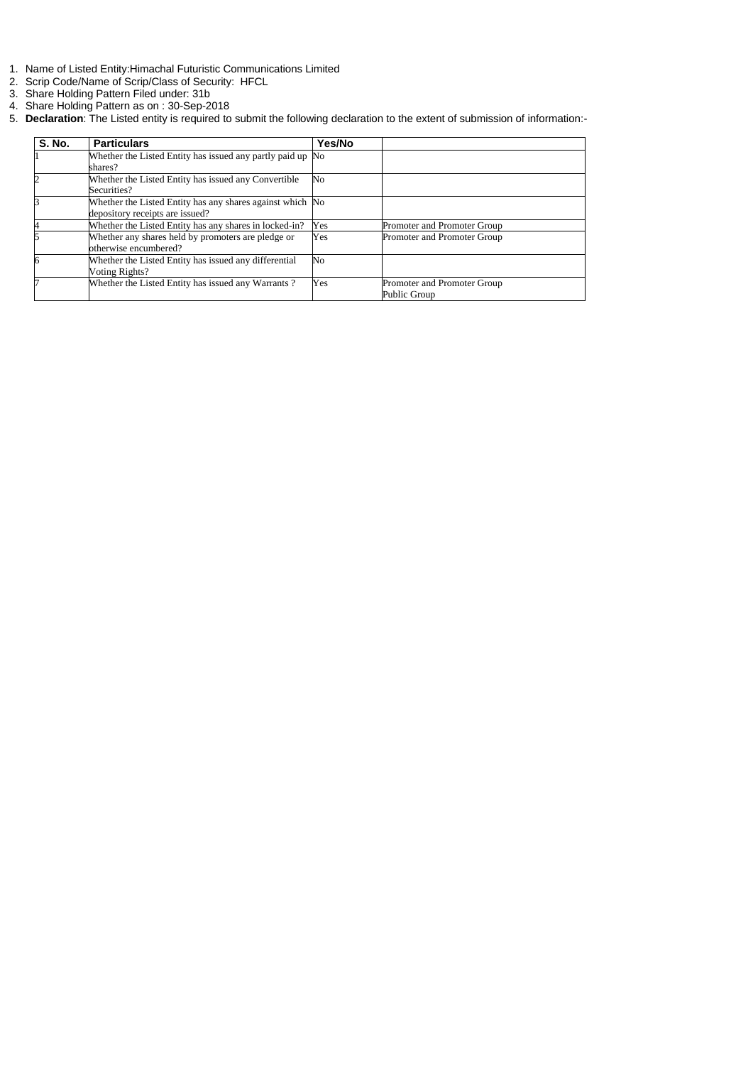1. Name of Listed Entity:Himachal Futuristic Communications Limited
2. Scrip Code/Name of Scrip/Class of Security: HFCL
3. Share Holding Pattern Filed under: 31b
4. Share Holding Pattern as on : 30-Sep-2018
5. **Declaration**: The Listed entity is required to submit the following declaration to the extent of submission of information:-

| S. No. | Particulars | Yes/No | |
|---|---|---|---|
| 1 | Whether the Listed Entity has issued any partly paid up shares? | No | |
| 2 | Whether the Listed Entity has issued any Convertible Securities? | No | |
| 3 | Whether the Listed Entity has any shares against which depository receipts are issued? | No | |
| 4 | Whether the Listed Entity has any shares in locked-in? | Yes | Promoter and Promoter Group |
| 5 | Whether any shares held by promoters are pledge or otherwise encumbered? | Yes | Promoter and Promoter Group |
| 6 | Whether the Listed Entity has issued any differential Voting Rights? | No | |
| 7 | Whether the Listed Entity has issued any Warrants ? | Yes | Promoter and Promoter Group<br>Public Group |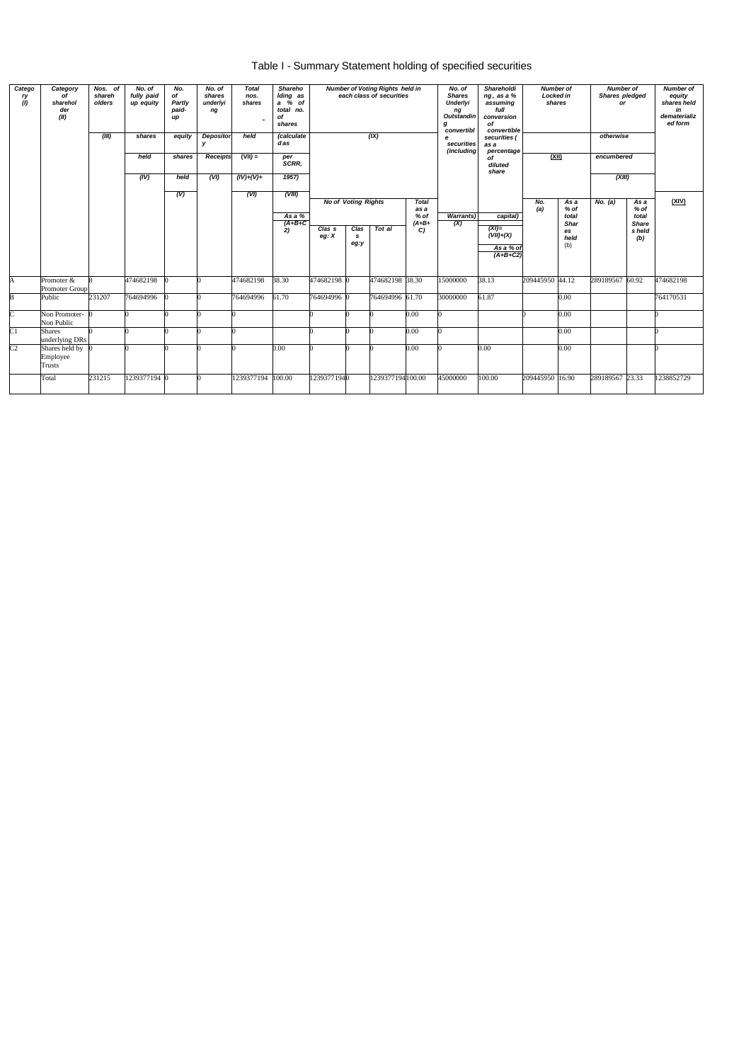# Table I - Summary Statement holding of specified securities

| Category (I) | Category of shareholder (II) | Nos. of shareholders (III) | No. of fully paid up equity shares held (IV) | No. of Partly paid-up equity shares held (V) | No. of shares underlying Depository Receipts (VI) | Total nos. shares held (VII) = (IV)+(V)+(VI) | Shareholding as a % of total no. of shares (calculated as per SCRR, 1957) (VIII) As a % of (A+B+C2) | Number of Voting Rights held in each class of securities (IX) | | | | No. of Shares Underlying Outstanding convertible securities (including Warrants) (X) | Shareholding, as a % assuming full conversion of convertible securities ( as a percentage of diluted share capital) (XI)= (VII)+(X) As a % of (A+B+C2) | Number of Locked in shares (XII) | | Number of Shares pledged or otherwise encumbered (XIII) | | Number of equity shares held in dematerialized form (XIV) |
|---|---|---|---|---|---|---|---|---|---|---|---|---|---|---|---|---|---|---|
| | | | | | | | | No of Voting Rights | | | Total as a % of (A+B+C) | | | No. (a) | As a % of total Shares held (b) | No. (a) | As a % of total Share s held (b) | |
| | | | | | | | | Class eg: X | Class eg:y | Total | | | | | | | | |
| A | Promoter & Promoter Group | 8 | 474682198 | 0 | 0 | 474682198 | 38.30 | 474682198 | 0 | 474682198 | 38.30 | 15000000 | 38.13 | 209445950 | 44.12 | 289189567 | 60.92 | 474682198 |
| B | Public | 231207 | 764694996 | 0 | 0 | 764694996 | 61.70 | 764694996 | 0 | 764694996 | 61.70 | 30000000 | 61.87 | | 0.00 | | | 764170531 |
| C | Non Promoter- Non Public | 0 | 0 | 0 | 0 | 0 | | 0 | 0 | 0 | 0.00 | 0 | | 0 | 0.00 | | | 0 |
| C1 | Shares underlying DRs | 0 | 0 | 0 | 0 | 0 | | 0 | 0 | 0 | 0.00 | 0 | | | 0.00 | | | 0 |
| C2 | Shares held by Employee Trusts | 0 | 0 | 0 | 0 | 0 | 0.00 | 0 | 0 | 0 | 0.00 | 0 | 0.00 | | 0.00 | | | 0 |
| | Total | 231215 | 1239377194 | 0 | 0 | 1239377194 | 100.00 | 1239377194 | 0 | 1239377194 | 100.00 | 45000000 | 100.00 | 209445950 | 16.90 | 289189567 | 23.33 | 1238852729 |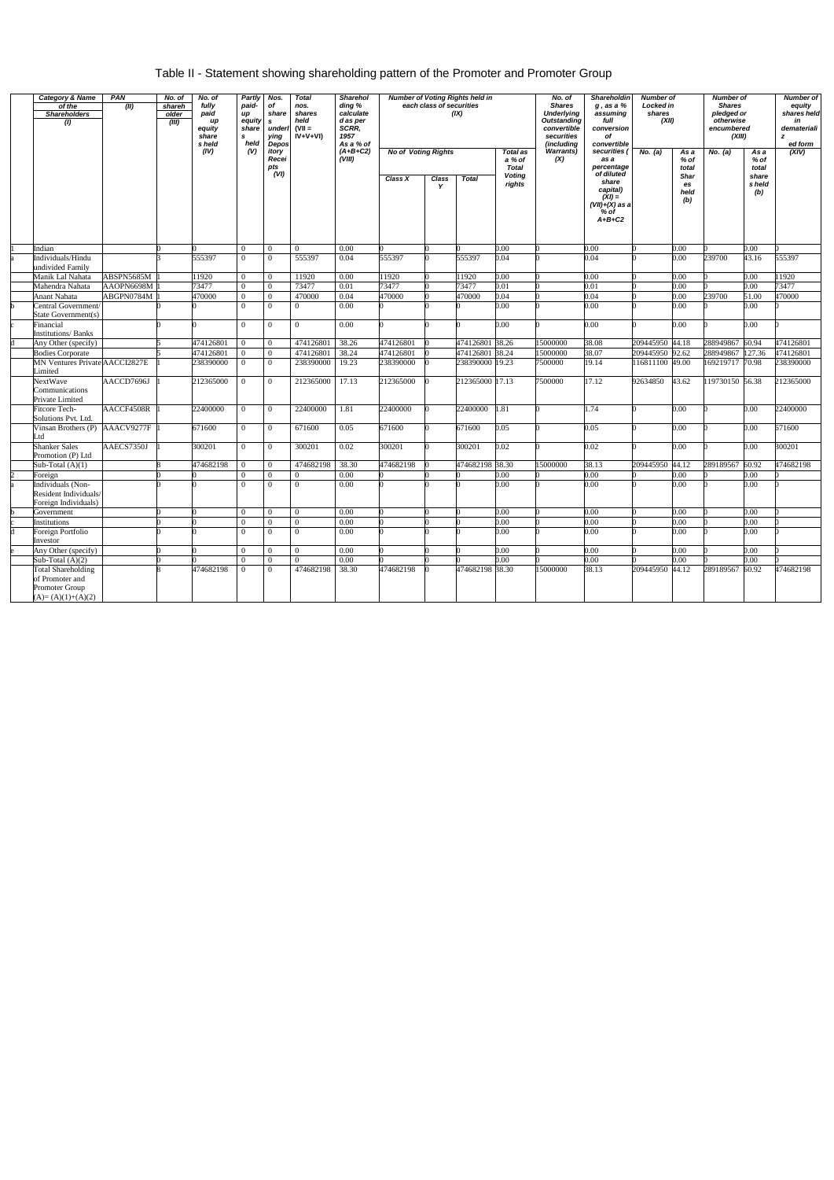# Table II - Statement showing shareholding pattern of the Promoter and Promoter Group

| | Category & Name of the Shareholders (I) | PAN (II) | No. of shareholder (III) | No. of fully paid up equity shares held (IV) | Partly paid-up equity shares held (V) | Nos. of shares underlying Depository Receipts (VI) | Total nos. shares held (VII = IV+V+VI) | Shareholding % calculated as per SCRR, 1957 As a % of (A+B+C2) (VIII) | Number of Voting Rights held in each class of securities (IX) | | | | No. of Shares Underlying Outstanding convertible securities (including Warrants) (X) | Shareholding , as a % assuming full conversion of convertible securities ( as a percentage of diluted share capital) (XI) = (VII)+(X) as a % of A+B+C2 | Number of Locked in shares (XII) | | Number of Shares pledged or otherwise encumbered (XIII) | | Number of equity shares held in dematerialized form (XIV) |
|---|---|---|---|---|---|---|---|---|---|---|---|---|---|---|---|---|---|---|---|
| | | | | | | | | | No of Voting Rights | | | Total as a % of Total Voting rights | | | No. (a) | As a % of total Shares held (b) | No. (a) | As a % of total shares held (b) | |
| | | | | | | | | | Class X | Class Y | Total | | | | | | | | |
| 1 | Indian | | 0 | 0 | 0 | 0 | 0 | 0.00 | 0 | 0 | 0 | 0.00 | 0 | 0.00 | 0 | 0.00 | 0 | 0.00 | 0 |
| a | Individuals/Hindu undivided Family | | 3 | 555397 | 0 | 0 | 555397 | 0.04 | 555397 | 0 | 555397 | 0.04 | 0 | 0.04 | 0 | 0.00 | 239700 | 43.16 | 555397 |
| | Manik Lal Nahata | ABSPN5685M | 1 | 11920 | 0 | 0 | 11920 | 0.00 | 11920 | 0 | 11920 | 0.00 | 0 | 0.00 | 0 | 0.00 | 0 | 0.00 | 11920 |
| | Mahendra Nahata | AAOPN6698M | 1 | 73477 | 0 | 0 | 73477 | 0.01 | 73477 | 0 | 73477 | 0.01 | 0 | 0.01 | 0 | 0.00 | 0 | 0.00 | 73477 |
| | Anant Nahata | ABGPN0784M | 1 | 470000 | 0 | 0 | 470000 | 0.04 | 470000 | 0 | 470000 | 0.04 | 0 | 0.04 | 0 | 0.00 | 239700 | 51.00 | 470000 |
| b | Central Government/ State Government(s) | | 0 | 0 | 0 | 0 | 0 | 0.00 | 0 | 0 | 0 | 0.00 | 0 | 0.00 | 0 | 0.00 | 0 | 0.00 | 0 |
| c | Financial Institutions/ Banks | | 0 | 0 | 0 | 0 | 0 | 0.00 | 0 | 0 | 0 | 0.00 | 0 | 0.00 | 0 | 0.00 | 0 | 0.00 | 0 |
| d | Any Other (specify) | | 5 | 474126801 | 0 | 0 | 474126801 | 38.26 | 474126801 | 0 | 474126801 | 38.26 | 15000000 | 38.08 | 209445950 | 44.18 | 288949867 | 60.94 | 474126801 |
| | Bodies Corporate | | 5 | 474126801 | 0 | 0 | 474126801 | 38.24 | 474126801 | 0 | 474126801 | 38.24 | 15000000 | 38.07 | 209445950 | 92.62 | 288949867 | 127.36 | 474126801 |
| | MN Ventures Private Limited | AACCI2827E | 1 | 238390000 | 0 | 0 | 238390000 | 19.23 | 238390000 | 0 | 238390000 | 19.23 | 7500000 | 19.14 | 116811100 | 49.00 | 169219717 | 70.98 | 238390000 |
| | NextWave Communications Private Limited | AACCD7696J | 1 | 212365000 | 0 | 0 | 212365000 | 17.13 | 212365000 | 0 | 212365000 | 17.13 | 7500000 | 17.12 | 92634850 | 43.62 | 119730150 | 56.38 | 212365000 |
| | Fitcore Tech-Solutions Pvt. Ltd. | AACCF4508R | 1 | 22400000 | 0 | 0 | 22400000 | 1.81 | 22400000 | 0 | 22400000 | 1.81 | 0 | 1.74 | 0 | 0.00 | 0 | 0.00 | 22400000 |
| | Vinsan Brothers (P) Ltd | AAACV9277F | 1 | 671600 | 0 | 0 | 671600 | 0.05 | 671600 | 0 | 671600 | 0.05 | 0 | 0.05 | 0 | 0.00 | 0 | 0.00 | 671600 |
| | Shanker Sales Promotion (P) Ltd | AAECS7350J | 1 | 300201 | 0 | 0 | 300201 | 0.02 | 300201 | 0 | 300201 | 0.02 | 0 | 0.02 | 0 | 0.00 | 0 | 0.00 | 300201 |
| | Sub-Total (A)(1) | | 8 | 474682198 | 0 | 0 | 474682198 | 38.30 | 474682198 | 0 | 474682198 | 38.30 | 15000000 | 38.13 | 209445950 | 44.12 | 289189567 | 60.92 | 474682198 |
| 2 | Foreign | | 0 | 0 | 0 | 0 | 0 | 0.00 | 0 | 0 | 0 | 0.00 | 0 | 0.00 | 0 | 0.00 | 0 | 0.00 | 0 |
| a | Individuals (Non-Resident Individuals/ Foreign Individuals) | | 0 | 0 | 0 | 0 | 0 | 0.00 | 0 | 0 | 0 | 0.00 | 0 | 0.00 | 0 | 0.00 | 0 | 0.00 | 0 |
| b | Government | | 0 | 0 | 0 | 0 | 0 | 0.00 | 0 | 0 | 0 | 0.00 | 0 | 0.00 | 0 | 0.00 | 0 | 0.00 | 0 |
| c | Institutions | | 0 | 0 | 0 | 0 | 0 | 0.00 | 0 | 0 | 0 | 0.00 | 0 | 0.00 | 0 | 0.00 | 0 | 0.00 | 0 |
| d | Foreign Portfolio Investor | | 0 | 0 | 0 | 0 | 0 | 0.00 | 0 | 0 | 0 | 0.00 | 0 | 0.00 | 0 | 0.00 | 0 | 0.00 | 0 |
| e | Any Other (specify) | | 0 | 0 | 0 | 0 | 0 | 0.00 | 0 | 0 | 0 | 0.00 | 0 | 0.00 | 0 | 0.00 | 0 | 0.00 | 0 |
| | Sub-Total (A)(2) | | 0 | 0 | 0 | 0 | 0 | 0.00 | 0 | 0 | 0 | 0.00 | 0 | 0.00 | 0 | 0.00 | 0 | 0.00 | 0 |
| | Total Shareholding of Promoter and Promoter Group (A)= (A)(1)+(A)(2) | | 8 | 474682198 | 0 | 0 | 474682198 | 38.30 | 474682198 | 0 | 474682198 | 38.30 | 15000000 | 38.13 | 209445950 | 44.12 | 289189567 | 60.92 | 474682198 |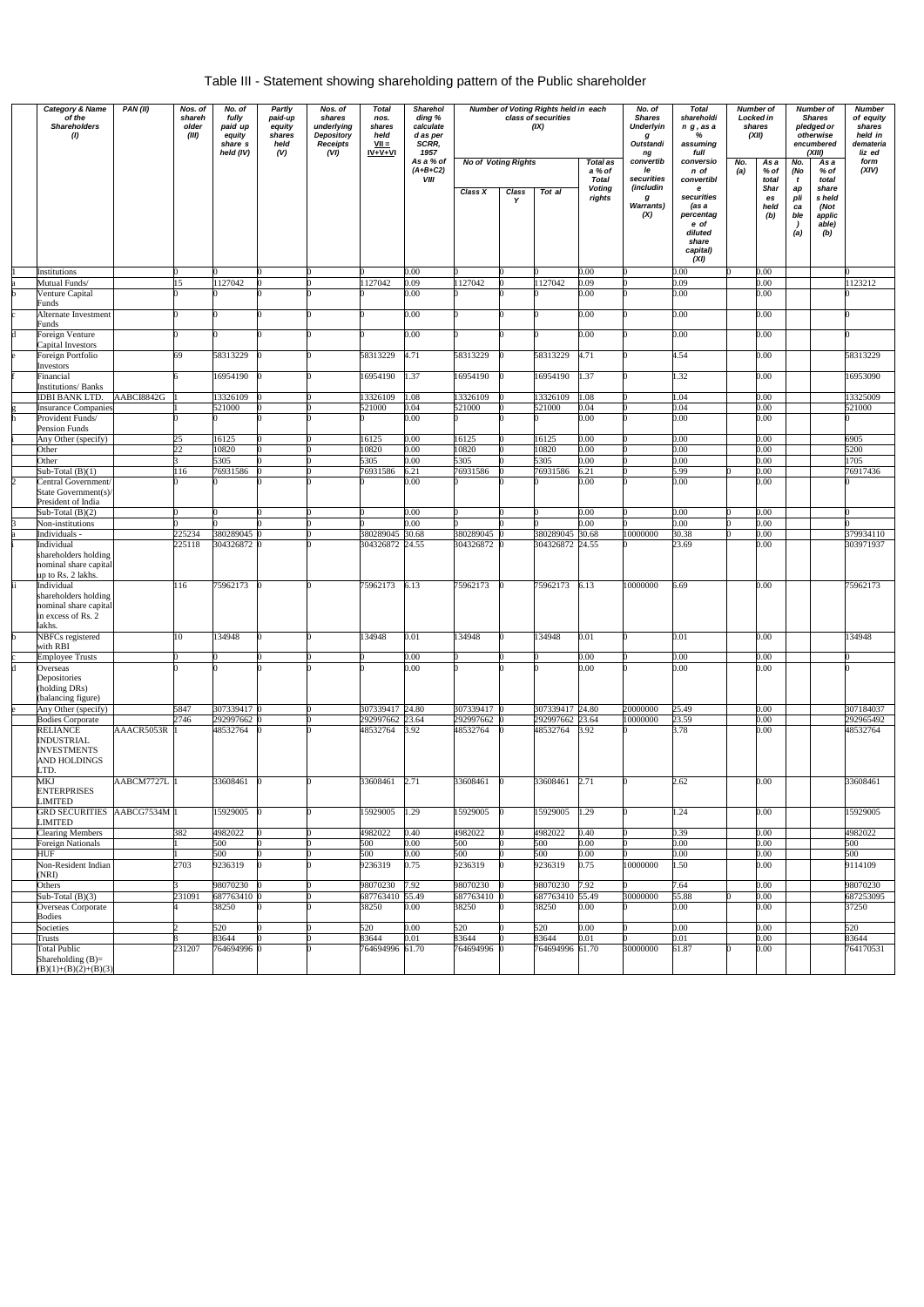# Table III - Statement showing shareholding pattern of the Public shareholder

| | Category & Name of the Shareholders (I) | PAN (II) | Nos. of shareholder (III) | No. of fully paid up equity shares held (IV) | Partly paid-up equity shares held (V) | Nos. of shares underlying Depository Receipts (VI) | Total nos. shares held VII = IV+V+VI | Shareholding % calculated as per SCRR, 1957 As a % of (A+B+C2) VIII | Number of Voting Rights held in each class of securities (IX) | | | | No. of Shares Underlying Outstanding convertible securities (including Warrants) (X) | Total shareholding, as a % assuming full conversion of convertible securities (as a percentage of diluted share capital) (XI) | Number of Locked in shares (XII) | | Number of Shares pledged or otherwise encumbered (XIII) | | Number of equity shares held in dematerialized form (XIV) |
|---|---|---|---|---|---|---|---|---|---|---|---|---|---|---|---|---|---|---|---|
| | | | | | | | | | No of Voting Rights | | | Total as a % of Total Voting rights | | | No. (a) | As a % of total Shares held (b) | No. (Not applicable) (a) | As a % of total share s held (Not applicable) (b) | |
| | | | | | | | | | Class X | Class Y | Total | | | | | | | | |
| 1 | Institutions | | 0 | 0 | 0 | 0 | 0 | 0.00 | 0 | 0 | 0 | 0.00 | 0 | 0.00 | 0 | 0.00 | | | 0 |
| a | Mutual Funds/ | | 15 | 1127042 | 0 | 0 | 1127042 | 0.09 | 1127042 | 0 | 1127042 | 0.09 | 0 | 0.09 | | 0.00 | | | 1123212 |
| b | Venture Capital Funds | | 0 | 0 | 0 | 0 | 0 | 0.00 | 0 | 0 | 0 | 0.00 | 0 | 0.00 | | 0.00 | | | 0 |
| c | Alternate Investment Funds | | 0 | 0 | 0 | 0 | 0 | 0.00 | 0 | 0 | 0 | 0.00 | 0 | 0.00 | | 0.00 | | | 0 |
| d | Foreign Venture Capital Investors | | 0 | 0 | 0 | 0 | 0 | 0.00 | 0 | 0 | 0 | 0.00 | 0 | 0.00 | | 0.00 | | | 0 |
| e | Foreign Portfolio Investors | | 69 | 58313229 | 0 | 0 | 58313229 | 4.71 | 58313229 | 0 | 58313229 | 4.71 | 0 | 4.54 | | 0.00 | | | 58313229 |
| f | Financial Institutions/ Banks | | 6 | 16954190 | 0 | 0 | 16954190 | 1.37 | 16954190 | 0 | 16954190 | 1.37 | 0 | 1.32 | | 0.00 | | | 16953090 |
| | IDBI BANK LTD. | AABCI8842G | 1 | 13326109 | 0 | 0 | 13326109 | 1.08 | 13326109 | 0 | 13326109 | 1.08 | 0 | 1.04 | | 0.00 | | | 13325009 |
| g | Insurance Companies | | 1 | 521000 | 0 | 0 | 521000 | 0.04 | 521000 | 0 | 521000 | 0.04 | 0 | 0.04 | | 0.00 | | | 521000 |
| h | Provident Funds/ Pension Funds | | 0 | 0 | 0 | 0 | 0 | 0.00 | 0 | 0 | 0 | 0.00 | 0 | 0.00 | | 0.00 | | | 0 |
| i | Any Other (specify) | | 25 | 16125 | 0 | 0 | 16125 | 0.00 | 16125 | 0 | 16125 | 0.00 | 0 | 0.00 | | 0.00 | | | 6905 |
| | Other | | 22 | 10820 | 0 | 0 | 10820 | 0.00 | 10820 | 0 | 10820 | 0.00 | 0 | 0.00 | | 0.00 | | | 5200 |
| | Other | | 3 | 5305 | 0 | 0 | 5305 | 0.00 | 5305 | 0 | 5305 | 0.00 | 0 | 0.00 | | 0.00 | | | 1705 |
| | Sub-Total (B)(1) | | 116 | 76931586 | 0 | 0 | 76931586 | 6.21 | 76931586 | 0 | 76931586 | 6.21 | 0 | 5.99 | 0 | 0.00 | | | 76917436 |
| 2 | Central Government/ State Government(s)/ President of India | | 0 | 0 | 0 | 0 | 0 | 0.00 | 0 | 0 | 0 | 0.00 | 0 | 0.00 | | 0.00 | | | 0 |
| | Sub-Total (B)(2) | | 0 | 0 | 0 | 0 | 0 | 0.00 | 0 | 0 | 0 | 0.00 | 0 | 0.00 | 0 | 0.00 | | | 0 |
| 3 | Non-institutions | | 0 | 0 | 0 | 0 | 0 | 0.00 | 0 | 0 | 0 | 0.00 | 0 | 0.00 | 0 | 0.00 | | | 0 |
| a | Individuals - | | 225234 | 380289045 | 0 | 0 | 380289045 | 30.68 | 380289045 | 0 | 380289045 | 30.68 | 10000000 | 30.38 | 0 | 0.00 | | | 379934110 |
| i | Individual shareholders holding nominal share capital up to Rs. 2 lakhs. | | 225118 | 304326872 | 0 | 0 | 304326872 | 24.55 | 304326872 | 0 | 304326872 | 24.55 | 0 | 23.69 | | 0.00 | | | 303971937 |
| ii | Individual shareholders holding nominal share capital in excess of Rs. 2 lakhs. | | 116 | 75962173 | 0 | 0 | 75962173 | 6.13 | 75962173 | 0 | 75962173 | 6.13 | 10000000 | 6.69 | | 0.00 | | | 75962173 |
| b | NBFCs registered with RBI | | 10 | 134948 | 0 | 0 | 134948 | 0.01 | 134948 | 0 | 134948 | 0.01 | 0 | 0.01 | | 0.00 | | | 134948 |
| c | Employee Trusts | | 0 | 0 | 0 | 0 | 0 | 0.00 | 0 | 0 | 0 | 0.00 | 0 | 0.00 | | 0.00 | | | 0 |
| d | Overseas Depositories (holding DRs) (balancing figure) | | 0 | 0 | 0 | 0 | 0 | 0.00 | 0 | 0 | 0 | 0.00 | 0 | 0.00 | | 0.00 | | | 0 |
| e | Any Other (specify) | | 5847 | 307339417 | 0 | 0 | 307339417 | 24.80 | 307339417 | 0 | 307339417 | 24.80 | 20000000 | 25.49 | | 0.00 | | | 307184037 |
| | Bodies Corporate | | 2746 | 292997662 | 0 | 0 | 292997662 | 23.64 | 292997662 | 0 | 292997662 | 23.64 | 10000000 | 23.59 | | 0.00 | | | 292965492 |
| | RELIANCE INDUSTRIAL INVESTMENTS AND HOLDINGS LTD. | AAACR5053R | 1 | 48532764 | 0 | 0 | 48532764 | 3.92 | 48532764 | 0 | 48532764 | 3.92 | 0 | 3.78 | | 0.00 | | | 48532764 |
| | MKJ ENTERPRISES LIMITED | AABCM7727L | 1 | 33608461 | 0 | 0 | 33608461 | 2.71 | 33608461 | 0 | 33608461 | 2.71 | 0 | 2.62 | | 0.00 | | | 33608461 |
| | GRD SECURITIES LIMITED | AABCG7534M | 1 | 15929005 | 0 | 0 | 15929005 | 1.29 | 15929005 | 0 | 15929005 | 1.29 | 0 | 1.24 | | 0.00 | | | 15929005 |
| | Clearing Members | | 382 | 4982022 | 0 | 0 | 4982022 | 0.40 | 4982022 | 0 | 4982022 | 0.40 | 0 | 0.39 | | 0.00 | | | 4982022 |
| | Foreign Nationals | | 1 | 500 | 0 | 0 | 500 | 0.00 | 500 | 0 | 500 | 0.00 | 0 | 0.00 | | 0.00 | | | 500 |
| | HUF | | 1 | 500 | 0 | 0 | 500 | 0.00 | 500 | 0 | 500 | 0.00 | 0 | 0.00 | | 0.00 | | | 500 |
| | Non-Resident Indian (NRI) | | 2703 | 9236319 | 0 | 0 | 9236319 | 0.75 | 9236319 | 0 | 9236319 | 0.75 | 10000000 | 1.50 | | 0.00 | | | 9114109 |
| | Others | | 3 | 98070230 | 0 | 0 | 98070230 | 7.92 | 98070230 | 0 | 98070230 | 7.92 | 0 | 7.64 | | 0.00 | | | 98070230 |
| | Sub-Total (B)(3) | | 231091 | 687763410 | 0 | 0 | 687763410 | 55.49 | 687763410 | 0 | 687763410 | 55.49 | 30000000 | 55.88 | 0 | 0.00 | | | 687253095 |
| | Overseas Corporate Bodies | | 4 | 38250 | 0 | 0 | 38250 | 0.00 | 38250 | 0 | 38250 | 0.00 | 0 | 0.00 | | 0.00 | | | 37250 |
| | Societies | | 2 | 520 | 0 | 0 | 520 | 0.00 | 520 | 0 | 520 | 0.00 | 0 | 0.00 | | 0.00 | | | 520 |
| | Trusts | | 8 | 83644 | 0 | 0 | 83644 | 0.01 | 83644 | 0 | 83644 | 0.01 | 0 | 0.01 | | 0.00 | | | 83644 |
| | Total Public Shareholding (B)= (B)(1)+(B)(2)+(B)(3) | | 231207 | 764694996 | 0 | 0 | 764694996 | 61.70 | 764694996 | 0 | 764694996 | 61.70 | 30000000 | 61.87 | 0 | 0.00 | | | 764170531 |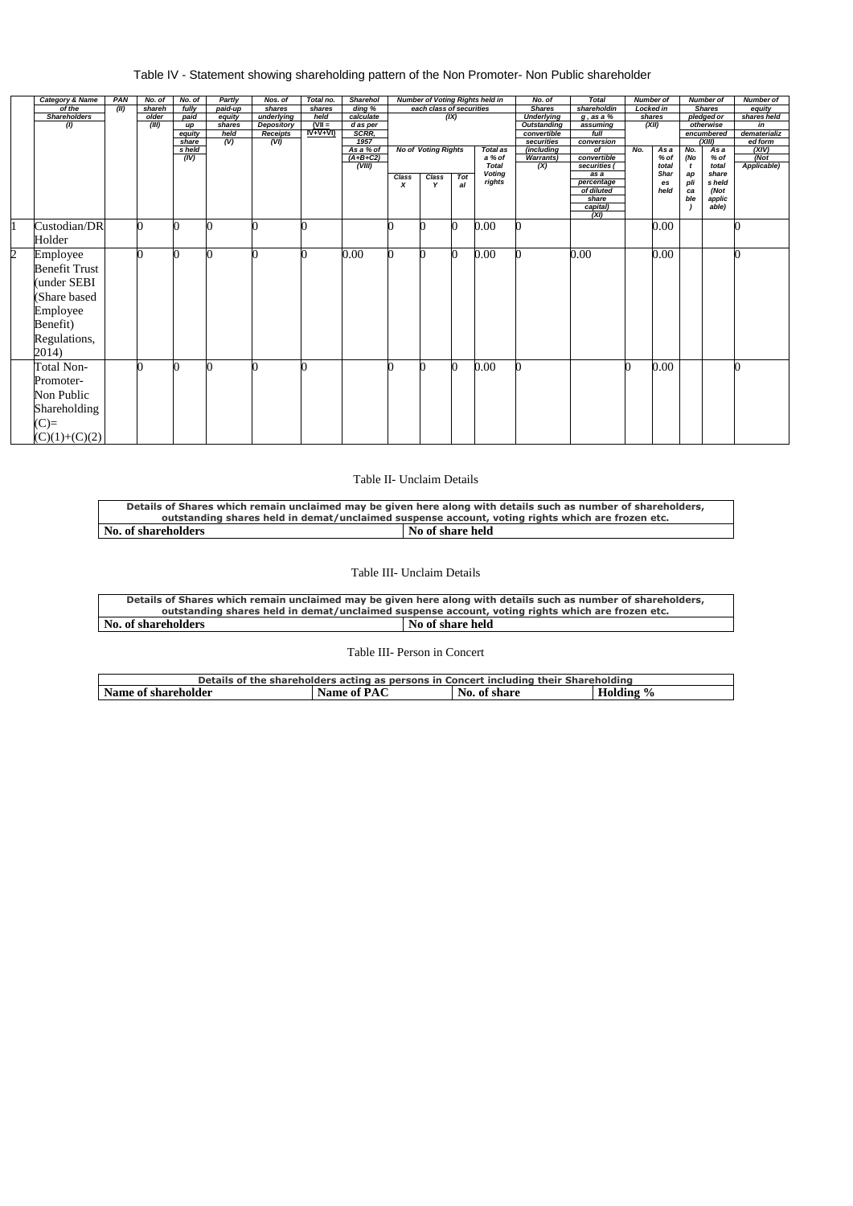# Table IV - Statement showing shareholding pattern of the Non Promoter- Non Public shareholder

| | Category & Name of the Shareholders (I) | PAN (II) | No. of shareholder (III) | No. of fully paid up equity shares held (IV) | Partly paid-up equity shares held (V) | Nos. of shares underlying Depository Receipts (VI) | Total no. shares held (VII = IV+V+VI) | Shareholding % calculated as per SCRR, 1957 As a % of (A+B+C2) (VIII) | Number of Voting Rights held in each class of securities (IX) | | | | No. of Shares Underlying Outstanding convertible securities (including Warrants) (X) | Total shareholding , as a % assuming full conversion of convertible securities ( as a percentage of diluted share capital) (XI) | Number of Locked in shares (XII) | | Number of Shares pledged or otherwise encumbered (XIII) | | Number of equity shares held in dematerialized form (XIV) (Not Applicable) |
|---|---|---|---|---|---|---|---|---|---|---|---|---|---|---|---|---|---|---|---|
| | | | | | | | | | No of Voting Rights | | | Total as a % of Total Voting rights | | | No. | As a % of total Shares held | No. (Not applicable) | As a % of total shares held (Not applicable) | |
| | | | | | | | | | Class X | Class Y | Total | | | | | | | | |
| 1 | Custodian/DR Holder | | 0 | 0 | 0 | 0 | 0 | | 0 | 0 | 0 | 0.00 | 0 | | | 0.00 | | | 0 |
| 2 | Employee Benefit Trust (under SEBI (Share based Employee Benefit) Regulations, 2014) | | 0 | 0 | 0 | 0 | 0 | 0.00 | 0 | 0 | 0 | 0.00 | 0 | 0.00 | | 0.00 | | | 0 |
| | Total Non-Promoter- Non Public Shareholding (C)= (C)(1)+(C)(2) | | 0 | 0 | 0 | 0 | 0 | | 0 | 0 | 0 | 0.00 | 0 | | 0 | 0.00 | | | 0 |

Table II- Unclaim Details

| Details of Shares which remain unclaimed may be given here along with details such as number of shareholders, outstanding shares held in demat/unclaimed suspense account, voting rights which are frozen etc. | |
|---|---|
| **No. of shareholders** | **No of share held** |

Table III- Unclaim Details

| Details of Shares which remain unclaimed may be given here along with details such as number of shareholders, outstanding shares held in demat/unclaimed suspense account, voting rights which are frozen etc. | |
|---|---|
| **No. of shareholders** | **No of share held** |

Table III- Person in Concert

| Details of the shareholders acting as persons in Concert including their Shareholding | | | |
|---|---|---|---|
| **Name of shareholder** | **Name of PAC** | **No. of share** | **Holding %** |